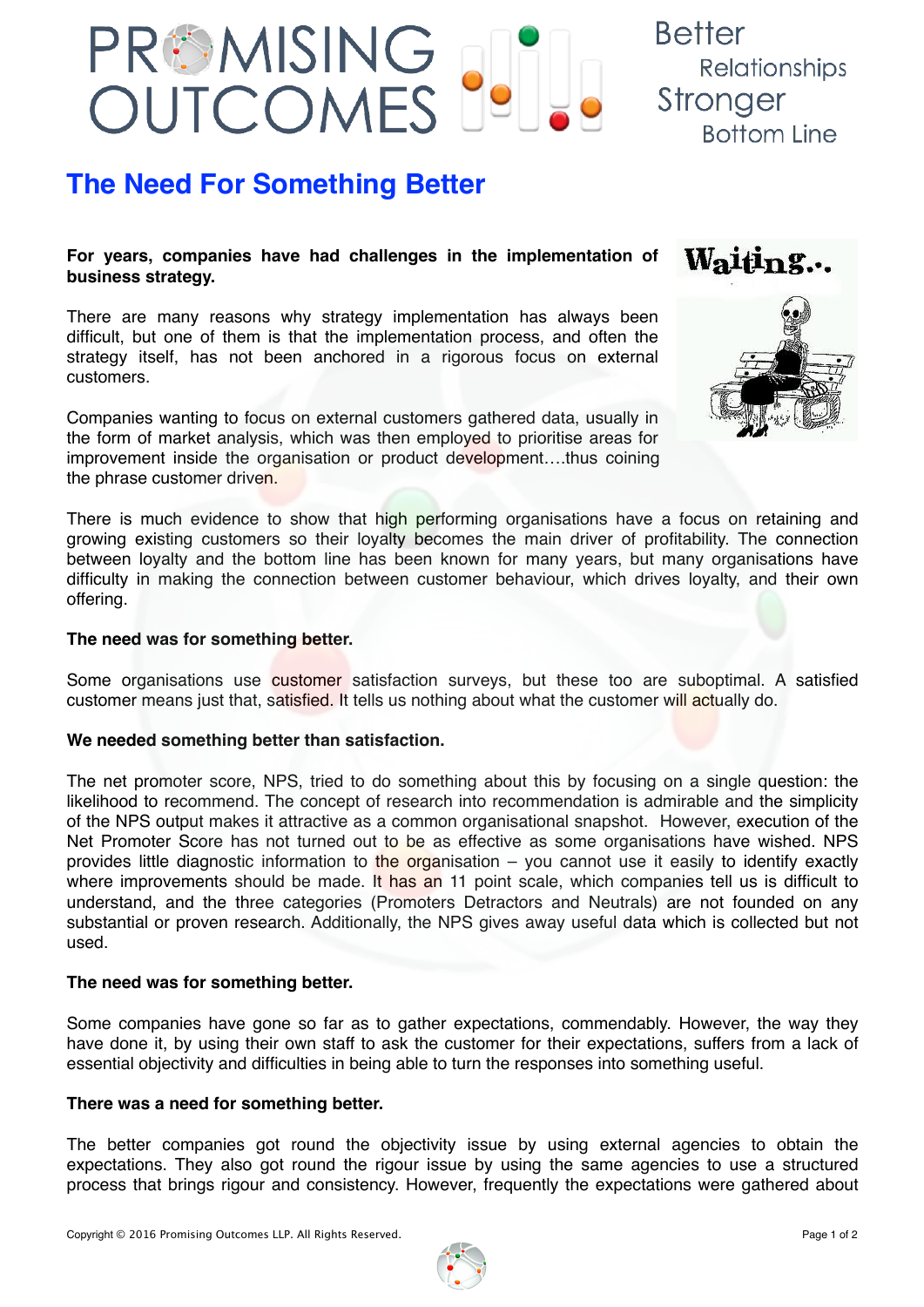# The Need For Something Better

**For years, companies have had challenges in the implementation of business strategy.**

There are many reasons why strategy implementation has always been difficult, but one of them is that the implementation process, and often the strategy itself, has not been anchored in a rigorous focus on external customers.

Companies wanting to focus on external customers gathered data, usually in the form of market analysis, which was then employed to prioritise areas for improvement inside the organisation or product development….thus coining the phrase customer driven.

There is much evidence to show that high performing organisations have a focus on retaining and growing existing customers so their loyalty becomes the main driver of profitability. The connection between loyalty and the bottom line has been known for many years, but many organisations have difficulty in making the connection between customer behaviour, which drives loyalty, and their own offering.

**The need was for something better.**

Some organisations use customer satisfaction surveys, but these too are suboptimal. A satisfied customer means just that, satisfied. It tells us nothing about what the customer will actually do.

**We needed something better than satisfaction.**

The net promoter score, NPS, tried to do something about this by focusing on a single question: the likelihood to recommend. The concept of research into recommendation is admirable and the simplicity of the NPS output makes it attractive as a common organisational snapshot. However, execution of the Net Promoter Score has not turned out to be as effective as some organisations have wished. NPS provides little diagnostic information to the organisation – you cannot use it easily to identify exactly where improvements should be made. It has an 11 point scale, which companies tell us is difficult to understand, and the three categories (Promoters Detractors and Neutrals) are not founded on any substantial or proven research. Additionally, the NPS gives away useful data which is collected but not used.

**The need was for something better.**

Some companies have gone so far as to gather expectations, commendably. However, the way they have done it, by using their own staff to ask the customer for their expectations, suffers from a lack of essential objectivity and difficulties in being able to turn the responses into something useful.

**There was a need for something better.**

The better companies got round the objectivity issue by using external agencies to obtain the expectations. They also got round the rigour issue by using the same agencies to use a structured process that brings rigour and consistency. However, frequently the expectations were gathered about

Copyright © 2016 Promising Outcomes LLP. All Rights Reserved.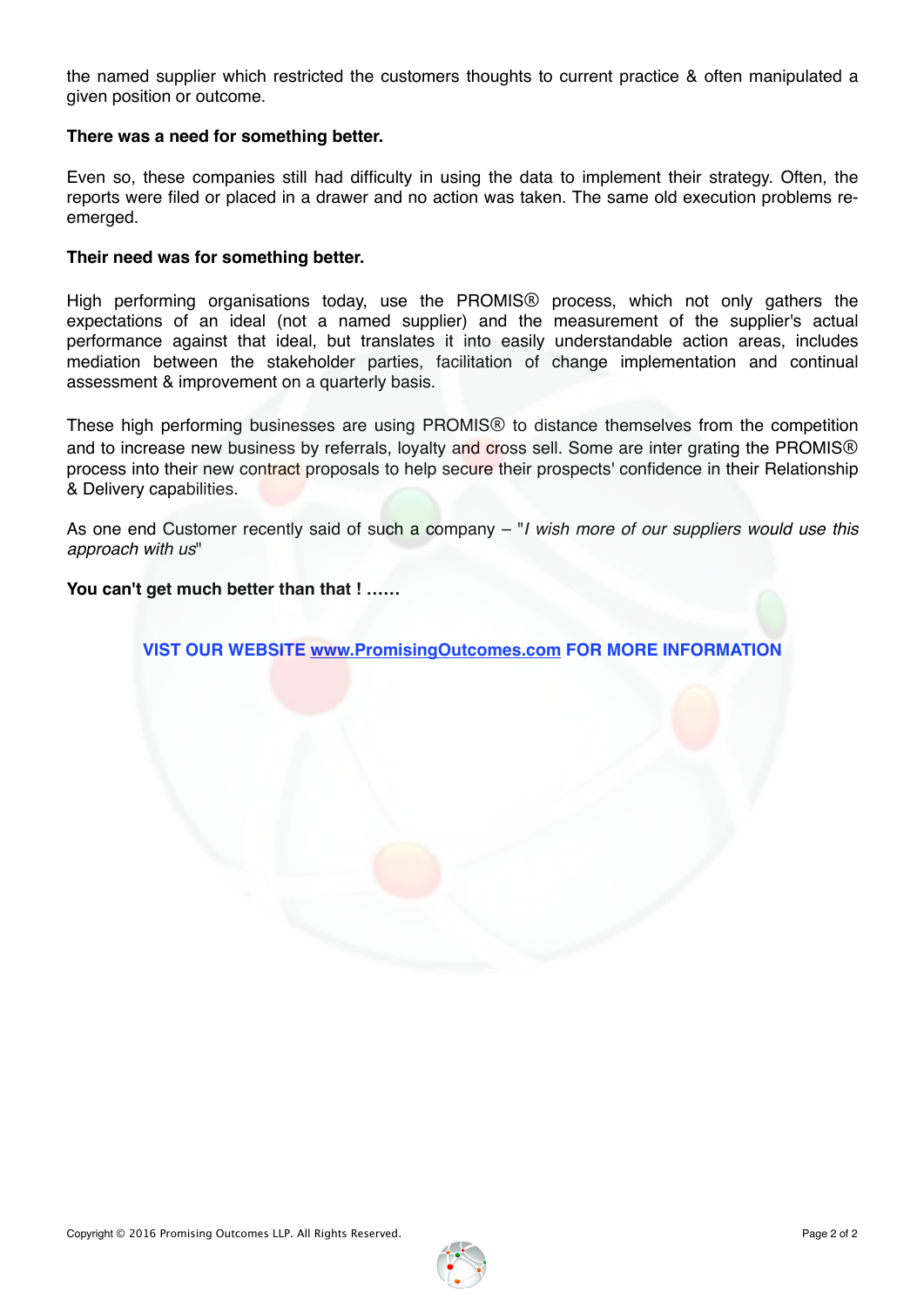the named supplier which restricted the customers thoughts to current practice & often manipulated a given position or outcome.

**There was a need for something better.**

Even so, these companies still had difficulty in using the data to implement their strategy. Often, the reports were filed or placed in a drawer and no action was taken. The same old execution problems re-emerged.

**Their need was for something better.**

High performing organisations today, use the PROMIS® process, which not only gathers the expectations of an ideal (not a named supplier) and the measurement of the supplier's actual performance against that ideal, but translates it into easily understandable action areas, includes mediation between the stakeholder parties, facilitation of change implementation and continual assessment & improvement on a quarterly basis.

These high performing businesses are using PROMIS® to distance themselves from the competition and to increase new business by referrals, loyalty and cross sell. Some are inter grating the PROMIS® process into their new contract proposals to help secure their prospects' confidence in their Relationship & Delivery capabilities.

As one end Customer recently said of such a company – "*I wish more of our suppliers would use this approach with us*"

**You can't get much better than that ! ……**

**VIST OUR WEBSITE [www.PromisingOutcomes.com](http://www.PromisingOutcomes.com) FOR MORE INFORMATION**

Copyright © 2016 Promising Outcomes LLP. All Rights Reserved.